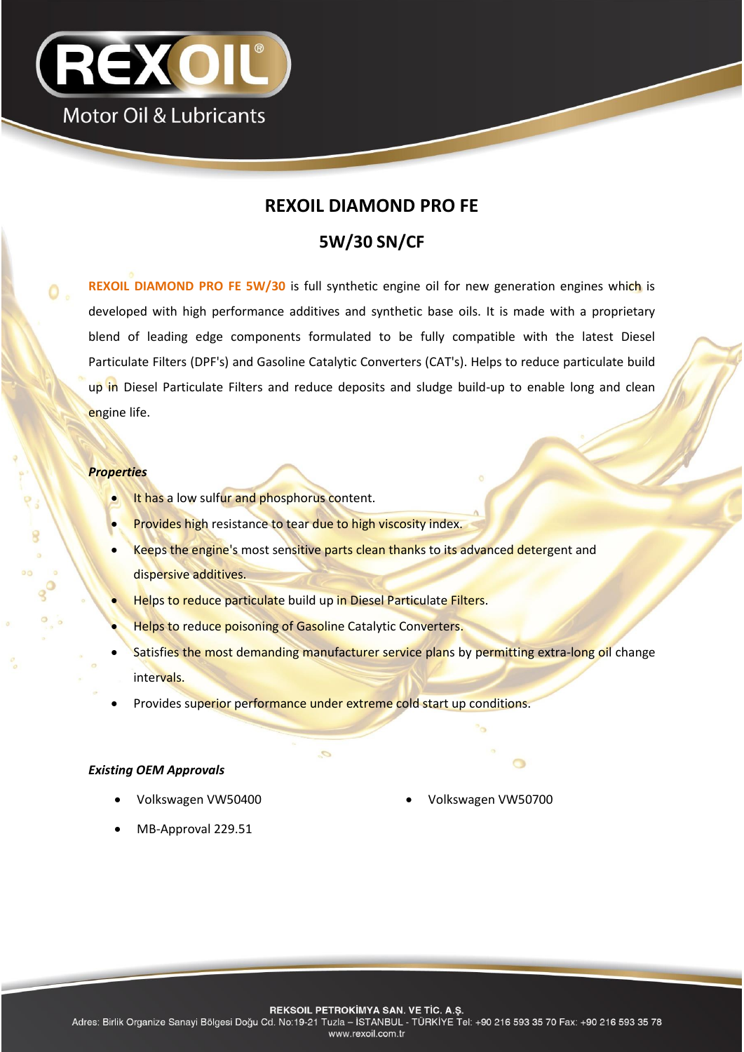# REXOIL DIAMOND PRO FE

## 5W/30 SN/CF

**REXOIL DIAMOND PRO FE 5W/30** is full synthetic engine oil for new generation engines which is developed with high performance additives and synthetic base oils. It is made with a proprietary blend of leading edge components formulated to be fully compatible with the latest Diesel Particulate Filters (DPF's) and Gasoline Catalytic Converters (CAT's). Helps to reduce particulate build up in Diesel Particulate Filters and reduce deposits and sludge build-up to enable long and clean engine life.

***Properties***

- It has a low sulfur and phosphorus content.
- Provides high resistance to tear due to high viscosity index.
- Keeps the engine's most sensitive parts clean thanks to its advanced detergent and dispersive additives.
- Helps to reduce particulate build up in Diesel Particulate Filters.
- Helps to reduce poisoning of Gasoline Catalytic Converters.
- Satisfies the most demanding manufacturer service plans by permitting extra-long oil change intervals.
- Provides superior performance under extreme cold start up conditions.

***Existing OEM Approvals***

- Volkswagen VW50400
- Volkswagen VW50700
- MB-Approval 229.51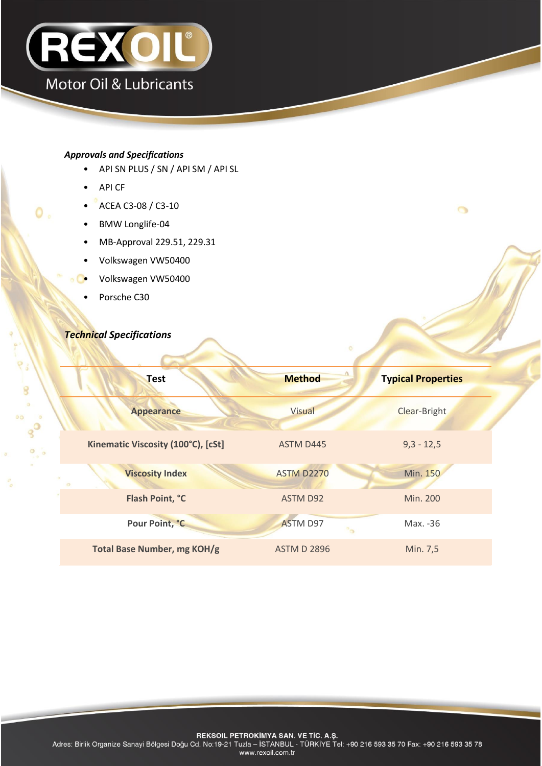***Approvals and Specifications***

- API SN PLUS / SN / API SM / API SL
- API CF
- ACEA C3-08 / C3-10
- BMW Longlife-04
- MB-Approval 229.51, 229.31
- Volkswagen VW50400
- Volkswagen VW50400
- Porsche C30

***Technical Specifications***

| Test | Method | Typical Properties |
|---|---|---|
| **Appearance** | Visual | Clear-Bright |
| **Kinematic Viscosity (100°C), [cSt]** | ASTM D445 | 9,3 - 12,5 |
| **Viscosity Index** | ASTM D2270 | Min. 150 |
| **Flash Point, °C** | ASTM D92 | Min. 200 |
| **Pour Point, °C** | ASTM D97 | Max. -36 |
| **Total Base Number, mg KOH/g** | ASTM D 2896 | Min. 7,5 |